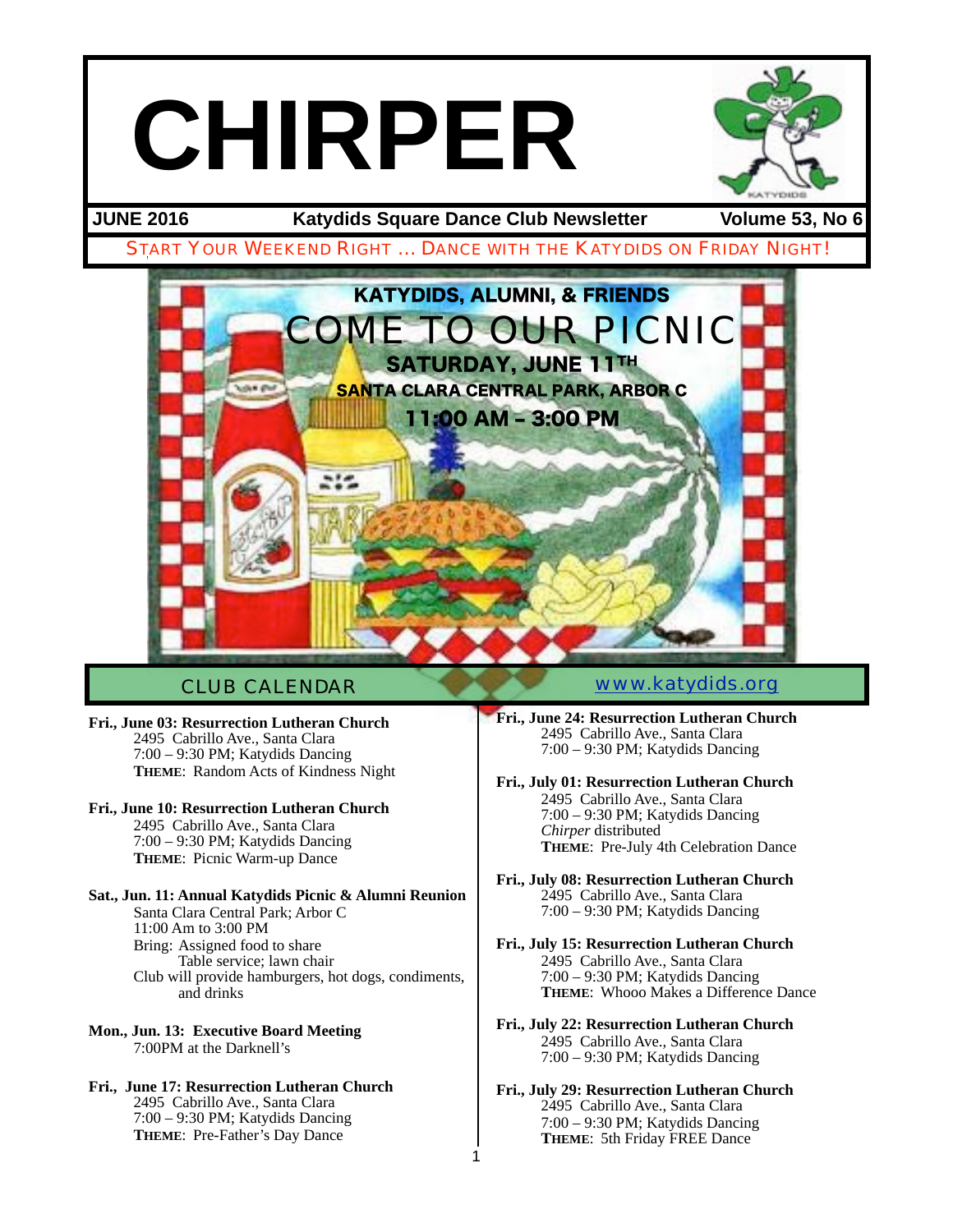# CHIRPER

**JUNE 2016** | **Katydids Square Dance Club Newsletter** | **Volume 53, No 6**

START YOUR WEEKEND RIGHT … DANCE WITH THE KATYDIDS ON FRIDAY NIGHT!

**KATYDIDS, ALUMNI, & FRIENDS**

# COME TO OUR PICNIC

**SATURDAY, JUNE 11TH**

**SANTA CLARA CENTRAL PARK, ARBOR C**

**11:00 AM – 3:00 PM**

## CLUB CALENDAR

www.katydids.org

**Fri., June 03: Resurrection Lutheran Church**
2495 Cabrillo Ave., Santa Clara
7:00 – 9:30 PM; Katydids Dancing
**THEME**: Random Acts of Kindness Night

**Fri., June 10: Resurrection Lutheran Church**
2495 Cabrillo Ave., Santa Clara
7:00 – 9:30 PM; Katydids Dancing
**THEME**: Picnic Warm-up Dance

**Sat., Jun. 11: Annual Katydids Picnic & Alumni Reunion**
Santa Clara Central Park; Arbor C
11:00 Am to 3:00 PM
Bring: Assigned food to share
Table service; lawn chair
Club will provide hamburgers, hot dogs, condiments, and drinks

**Mon., Jun. 13: Executive Board Meeting**
7:00PM at the Darknell's

**Fri., June 17: Resurrection Lutheran Church**
2495 Cabrillo Ave., Santa Clara
7:00 – 9:30 PM; Katydids Dancing
**THEME**: Pre-Father's Day Dance

**Fri., June 24: Resurrection Lutheran Church**
2495 Cabrillo Ave., Santa Clara
7:00 – 9:30 PM; Katydids Dancing

**Fri., July 01: Resurrection Lutheran Church**
2495 Cabrillo Ave., Santa Clara
7:00 – 9:30 PM; Katydids Dancing
*Chirper* distributed
**THEME**: Pre-July 4th Celebration Dance

**Fri., July 08: Resurrection Lutheran Church**
2495 Cabrillo Ave., Santa Clara
7:00 – 9:30 PM; Katydids Dancing

**Fri., July 15: Resurrection Lutheran Church**
2495 Cabrillo Ave., Santa Clara
7:00 – 9:30 PM; Katydids Dancing
**THEME**: Whooo Makes a Difference Dance

**Fri., July 22: Resurrection Lutheran Church**
2495 Cabrillo Ave., Santa Clara
7:00 – 9:30 PM; Katydids Dancing

**Fri., July 29: Resurrection Lutheran Church**
2495 Cabrillo Ave., Santa Clara
7:00 – 9:30 PM; Katydids Dancing
**THEME**: 5th Friday FREE Dance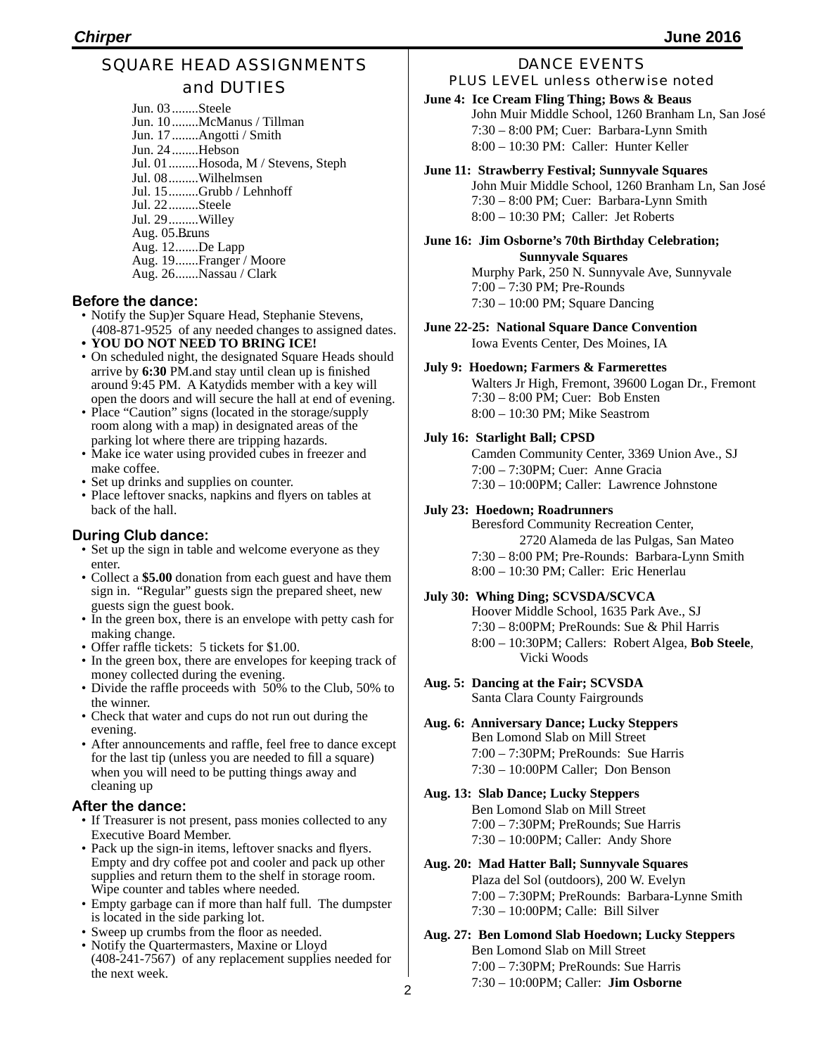## SQUARE HEAD ASSIGNMENTS and DUTIES

Jun. 03........Steele
Jun. 10........McManus / Tillman
Jun. 17........Angotti / Smith
Jun. 24........Hebson
Jul. 01.........Hosoda, M / Stevens, Steph
Jul. 08.........Wilhelmsen
Jul. 15.........Grubb / Lehnhoff
Jul. 22.........Steele
Jul. 29.........Willey
Aug. 05.........Bruns
Aug. 12.......De Lapp
Aug. 19.......Franger / Moore
Aug. 26.......Nassau / Clark

### Before the dance:

- Notify the Sup)er Square Head, Stephanie Stevens, (408-871-9525 of any needed changes to assigned dates.
- **YOU DO NOT NEED TO BRING ICE!**
- On scheduled night, the designated Square Heads should arrive by **6:30** PM.and stay until clean up is finished around 9:45 PM. A Katydids member with a key will open the doors and will secure the hall at end of evening.
- Place "Caution" signs (located in the storage/supply room along with a map) in designated areas of the parking lot where there are tripping hazards.
- Make ice water using provided cubes in freezer and make coffee.
- Set up drinks and supplies on counter.
- Place leftover snacks, napkins and flyers on tables at back of the hall.

### During Club dance:

- Set up the sign in table and welcome everyone as they enter.
- Collect a **$5.00** donation from each guest and have them sign in. "Regular" guests sign the prepared sheet, new guests sign the guest book.
- In the green box, there is an envelope with petty cash for making change.
- Offer raffle tickets: 5 tickets for $1.00.
- In the green box, there are envelopes for keeping track of money collected during the evening.
- Divide the raffle proceeds with 50% to the Club, 50% to the winner.
- Check that water and cups do not run out during the evening.
- After announcements and raffle, feel free to dance except for the last tip (unless you are needed to fill a square) when you will need to be putting things away and cleaning up

### After the dance:

- If Treasurer is not present, pass monies collected to any Executive Board Member.
- Pack up the sign-in items, leftover snacks and flyers. Empty and dry coffee pot and cooler and pack up other supplies and return them to the shelf in storage room. Wipe counter and tables where needed.
- Empty garbage can if more than half full. The dumpster is located in the side parking lot.
- Sweep up crumbs from the floor as needed.
- Notify the Quartermasters, Maxine or Lloyd (408-241-7567) of any replacement supplies needed for the next week.

## DANCE EVENTS

PLUS LEVEL unless otherwise noted

**June 4: Ice Cream Fling Thing; Bows & Beaus**
John Muir Middle School, 1260 Branham Ln, San José
7:30 – 8:00 PM; Cuer: Barbara-Lynn Smith
8:00 – 10:30 PM: Caller: Hunter Keller

**June 11: Strawberry Festival; Sunnyvale Squares**
John Muir Middle School, 1260 Branham Ln, San José
7:30 – 8:00 PM; Cuer: Barbara-Lynn Smith
8:00 – 10:30 PM; Caller: Jet Roberts

**June 16: Jim Osborne's 70th Birthday Celebration; Sunnyvale Squares**
Murphy Park, 250 N. Sunnyvale Ave, Sunnyvale
7:00 – 7:30 PM; Pre-Rounds
7:30 – 10:00 PM; Square Dancing

**June 22-25: National Square Dance Convention**
Iowa Events Center, Des Moines, IA

**July 9: Hoedown; Farmers & Farmerettes**
Walters Jr High, Fremont, 39600 Logan Dr., Fremont
7:30 – 8:00 PM; Cuer: Bob Ensten
8:00 – 10:30 PM; Mike Seastrom

**July 16: Starlight Ball; CPSD**
Camden Community Center, 3369 Union Ave., SJ
7:00 – 7:30PM; Cuer: Anne Gracia
7:30 – 10:00PM; Caller: Lawrence Johnstone

**July 23: Hoedown; Roadrunners**
Beresford Community Recreation Center,
2720 Alameda de las Pulgas, San Mateo
7:30 – 8:00 PM; Pre-Rounds: Barbara-Lynn Smith
8:00 – 10:30 PM; Caller: Eric Henerlau

**July 30: Whing Ding; SCVSDA/SCVCA**
Hoover Middle School, 1635 Park Ave., SJ
7:30 – 8:00PM; PreRounds: Sue & Phil Harris
8:00 – 10:30PM; Callers: Robert Algea, **Bob Steele**, Vicki Woods

**Aug. 5: Dancing at the Fair; SCVSDA**
Santa Clara County Fairgrounds

**Aug. 6: Anniversary Dance; Lucky Steppers**
Ben Lomond Slab on Mill Street
7:00 – 7:30PM; PreRounds: Sue Harris
7:30 – 10:00PM Caller; Don Benson

**Aug. 13: Slab Dance; Lucky Steppers**
Ben Lomond Slab on Mill Street
7:00 – 7:30PM; PreRounds; Sue Harris
7:30 – 10:00PM; Caller: Andy Shore

**Aug. 20: Mad Hatter Ball; Sunnyvale Squares**
Plaza del Sol (outdoors), 200 W. Evelyn
7:00 – 7:30PM; PreRounds: Barbara-Lynne Smith
7:30 – 10:00PM; Calle: Bill Silver

**Aug. 27: Ben Lomond Slab Hoedown; Lucky Steppers**
Ben Lomond Slab on Mill Street
7:00 – 7:30PM; PreRounds: Sue Harris
7:30 – 10:00PM; Caller: **Jim Osborne**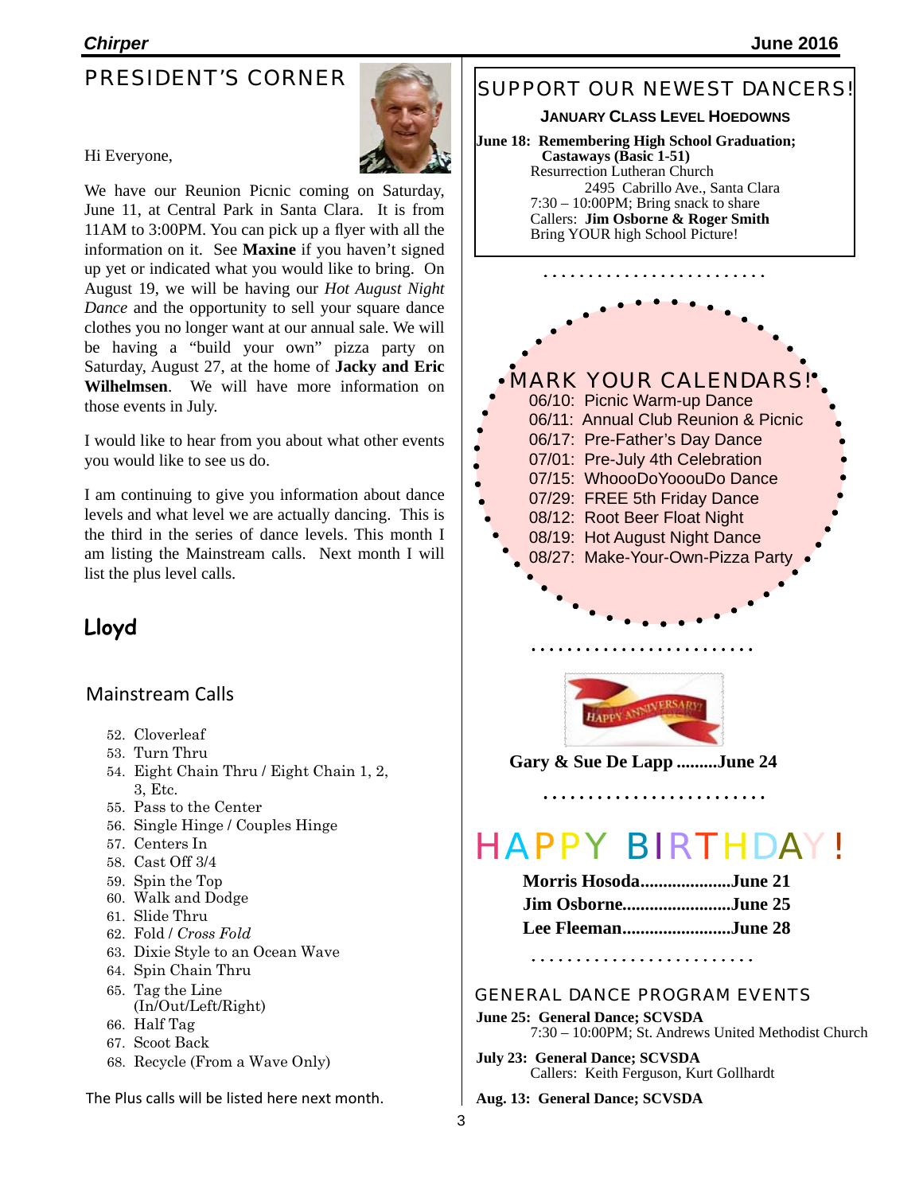## PRESIDENT'S CORNER

Hi Everyone,

We have our Reunion Picnic coming on Saturday, June 11, at Central Park in Santa Clara. It is from 11AM to 3:00PM. You can pick up a flyer with all the information on it. See **Maxine** if you haven't signed up yet or indicated what you would like to bring. On August 19, we will be having our *Hot August Night Dance* and the opportunity to sell your square dance clothes you no longer want at our annual sale. We will be having a "build your own" pizza party on Saturday, August 27, at the home of **Jacky and Eric Wilhelmsen**. We will have more information on those events in July.

I would like to hear from you about what other events you would like to see us do.

I am continuing to give you information about dance levels and what level we are actually dancing. This is the third in the series of dance levels. This month I am listing the Mainstream calls. Next month I will list the plus level calls.

**Lloyd**

### Mainstream Calls

52. Cloverleaf
53. Turn Thru
54. Eight Chain Thru / Eight Chain 1, 2, 3, Etc.
55. Pass to the Center
56. Single Hinge / Couples Hinge
57. Centers In
58. Cast Off 3/4
59. Spin the Top
60. Walk and Dodge
61. Slide Thru
62. Fold / *Cross Fold*
63. Dixie Style to an Ocean Wave
64. Spin Chain Thru
65. Tag the Line (In/Out/Left/Right)
66. Half Tag
67. Scoot Back
68. Recycle (From a Wave Only)

The Plus calls will be listed here next month.

## SUPPORT OUR NEWEST DANCERS!

**JANUARY CLASS LEVEL HOEDOWNS**

**June 18: Remembering High School Graduation; Castaways (Basic 1-51)**
Resurrection Lutheran Church
2495 Cabrillo Ave., Santa Clara
7:30 – 10:00PM; Bring snack to share
Callers: **Jim Osborne & Roger Smith**
Bring YOUR high School Picture!

## MARK YOUR CALENDARS!

06/10: Picnic Warm-up Dance
06/11: Annual Club Reunion & Picnic
06/17: Pre-Father's Day Dance
07/01: Pre-July 4th Celebration
07/15: WhoooDoYooouDo Dance
07/29: FREE 5th Friday Dance
08/12: Root Beer Float Night
08/19: Hot August Night Dance
08/27: Make-Your-Own-Pizza Party

HAPPY ANNIVERSARY!

**Gary & Sue De Lapp .........June 24**

## HAPPY BIRTHDAY!

**Morris Hosoda....................June 21**
**Jim Osborne........................June 25**
**Lee Fleeman........................June 28**

## GENERAL DANCE PROGRAM EVENTS

**June 25: General Dance; SCVSDA**
7:30 – 10:00PM; St. Andrews United Methodist Church

**July 23: General Dance; SCVSDA**
Callers: Keith Ferguson, Kurt Gollhardt

**Aug. 13: General Dance; SCVSDA**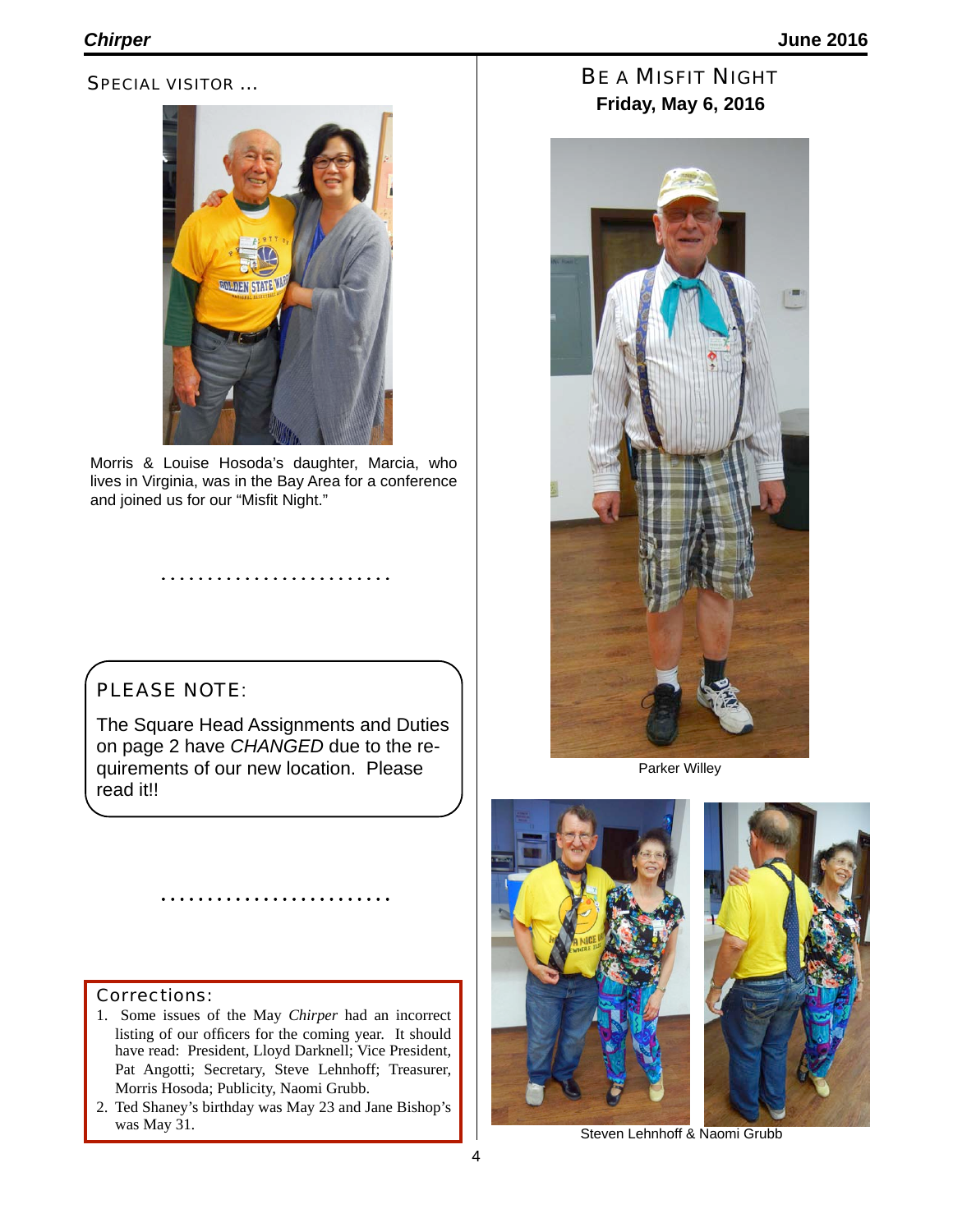## SPECIAL VISITOR ...

Morris & Louise Hosoda's daughter, Marcia, who lives in Virginia, was in the Bay Area for a conference and joined us for our "Misfit Night."

. . . . . . . . . . . . . . . . . . . . . . . . .

### PLEASE NOTE:

The Square Head Assignments and Duties on page 2 have *CHANGED* due to the requirements of our new location. Please read it!!

. . . . . . . . . . . . . . . . . . . . . . . . .

### Corrections:

1. Some issues of the May *Chirper* had an incorrect listing of our officers for the coming year. It should have read: President, Lloyd Darknell; Vice President, Pat Angotti; Secretary, Steve Lehnhoff; Treasurer, Morris Hosoda; Publicity, Naomi Grubb.
2. Ted Shaney's birthday was May 23 and Jane Bishop's was May 31.

## BE A MISFIT NIGHT

**Friday, May 6, 2016**

Parker Willey

Steven Lehnhoff & Naomi Grubb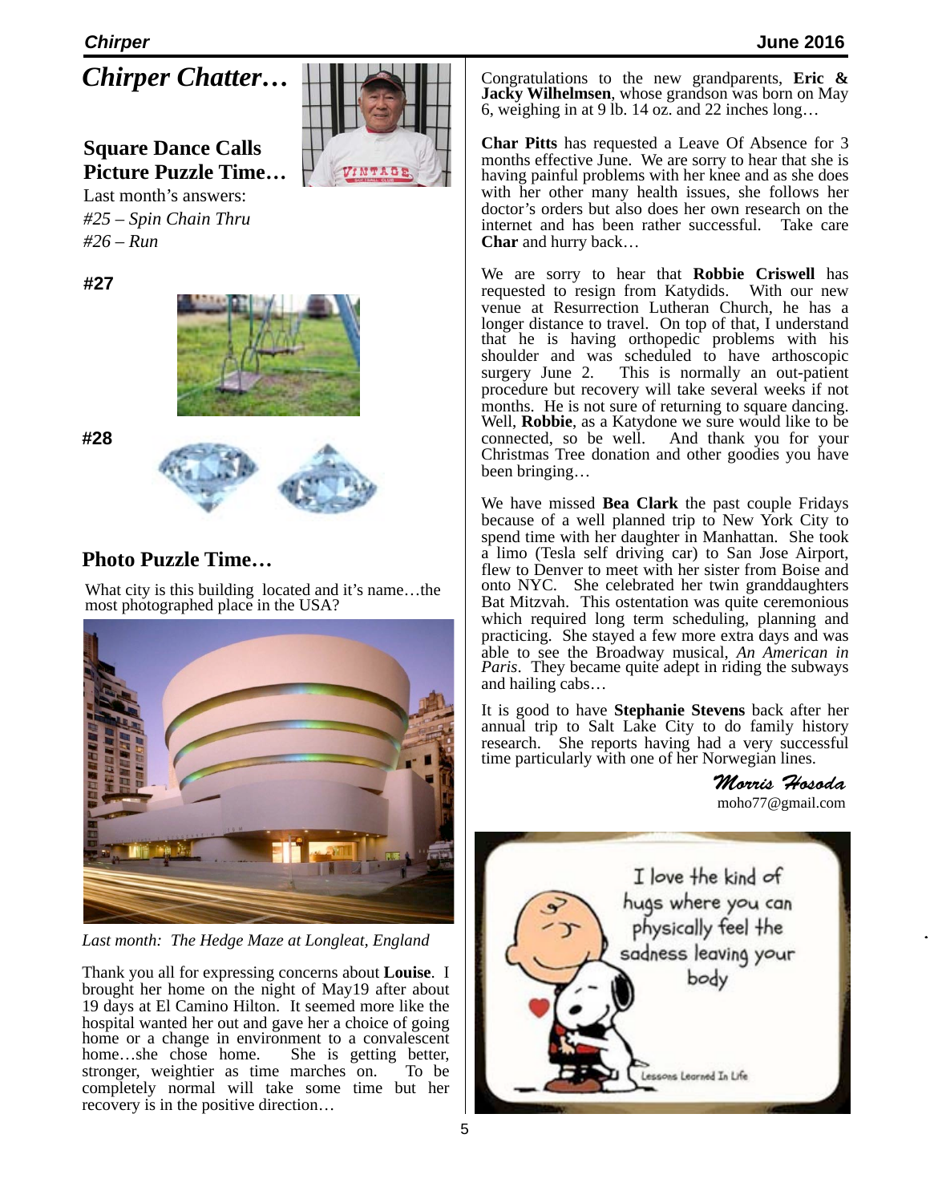# *Chirper Chatter…*

## Square Dance Calls Picture Puzzle Time…

Last month's answers:

*#25 – Spin Chain Thru*

*#26 – Run*

**#27**

**#28**

## Photo Puzzle Time…

What city is this building located and it's name…the most photographed place in the USA?

*Last month: The Hedge Maze at Longleat, England*

Thank you all for expressing concerns about **Louise**. I brought her home on the night of May19 after about 19 days at El Camino Hilton. It seemed more like the hospital wanted her out and gave her a choice of going home or a change in environment to a convalescent home…she chose home. She is getting better, stronger, weightier as time marches on. To be completely normal will take some time but her recovery is in the positive direction…

Congratulations to the new grandparents, **Eric & Jacky Wilhelmsen**, whose grandson was born on May 6, weighing in at 9 lb. 14 oz. and 22 inches long…

**Char Pitts** has requested a Leave Of Absence for 3 months effective June. We are sorry to hear that she is having painful problems with her knee and as she does with her other many health issues, she follows her doctor's orders but also does her own research on the internet and has been rather successful. Take care **Char** and hurry back…

We are sorry to hear that **Robbie Criswell** has requested to resign from Katydids. With our new venue at Resurrection Lutheran Church, he has a longer distance to travel. On top of that, I understand that he is having orthopedic problems with his shoulder and was scheduled to have arthoscopic surgery June 2. This is normally an out-patient procedure but recovery will take several weeks if not months. He is not sure of returning to square dancing. Well, **Robbie**, as a Katydone we sure would like to be connected, so be well. And thank you for your Christmas Tree donation and other goodies you have been bringing…

We have missed **Bea Clark** the past couple Fridays because of a well planned trip to New York City to spend time with her daughter in Manhattan. She took a limo (Tesla self driving car) to San Jose Airport, flew to Denver to meet with her sister from Boise and onto NYC. She celebrated her twin granddaughters Bat Mitzvah. This ostentation was quite ceremonious which required long term scheduling, planning and practicing. She stayed a few more extra days and was able to see the Broadway musical, *An American in Paris*. They became quite adept in riding the subways and hailing cabs…

It is good to have **Stephanie Stevens** back after her annual trip to Salt Lake City to do family history research. She reports having had a very successful time particularly with one of her Norwegian lines.

*Morris Hosoda*
moho77@gmail.com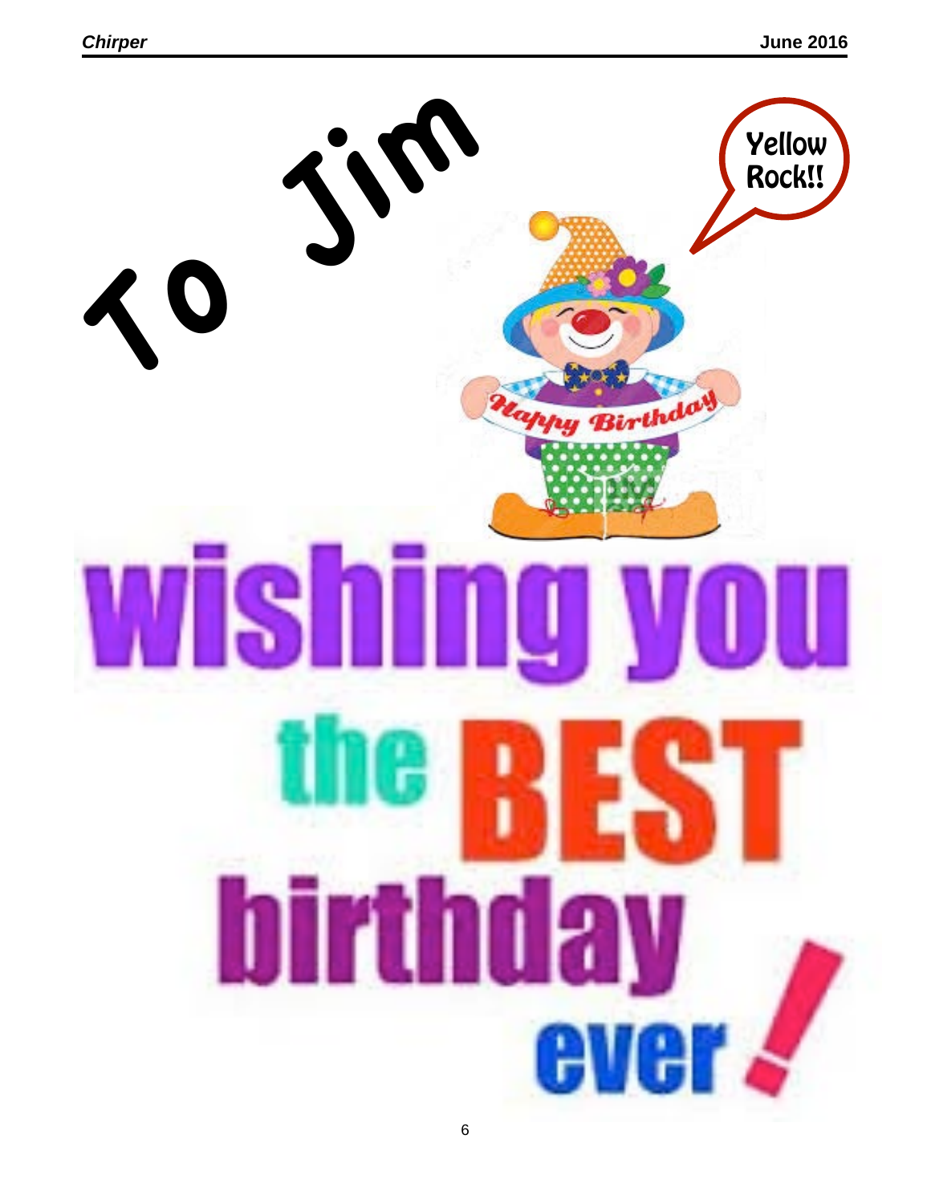To Jim

Yellow Rock!!

Happy Birthday

wishing you the BEST birthday ever!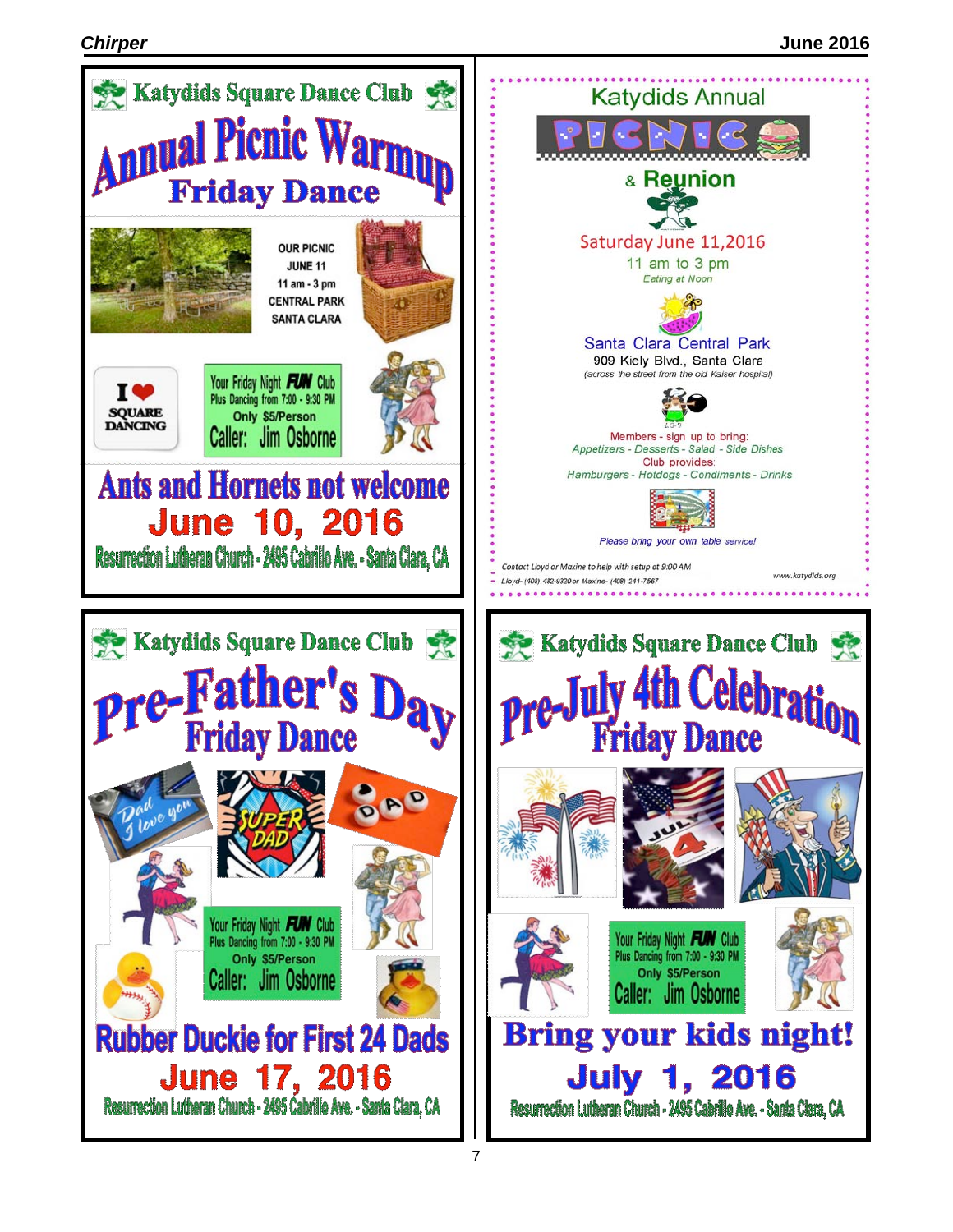## Katydids Square Dance Club

# Annual Picnic Warmup

## Friday Dance

OUR PICNIC
JUNE 11
11 am - 3 pm
CENTRAL PARK
SANTA CLARA

I ❤ SQUARE DANCING

Your Friday Night **FUN** Club
Plus Dancing from 7:00 - 9:30 PM
Only $5/Person
Caller: Jim Osborne

**Ants and Hornets not welcome**

**June 10, 2016**

Resurrection Lutheran Church - 2495 Cabrillo Ave. - Santa Clara, CA

---

## Katydids Annual

# PICNIC

## & Reunion

Saturday June 11,2016
11 am to 3 pm
*Eating at Noon*

Santa Clara Central Park
909 Kiely Blvd., Santa Clara
*(across the street from the old Kaiser hospital)*

Members - sign up to bring:
*Appetizers - Desserts - Salad - Side Dishes*
Club provides:
*Hamburgers - Hotdogs - Condiments - Drinks*

*Please bring your own table service!*

*Contact Lloyd or Maxine to help with setup at 9:00 AM*
*Lloyd- (408) 482-9320 or Maxine- (408) 241-7567*

www.katydids.org

---

## Katydids Square Dance Club

# Pre-Father's Day

## Friday Dance

Your Friday Night **FUN** Club
Plus Dancing from 7:00 - 9:30 PM
Only $5/Person
Caller: Jim Osborne

**Rubber Duckie for First 24 Dads**

**June 17, 2016**

Resurrection Lutheran Church - 2495 Cabrillo Ave. - Santa Clara, CA

---

## Katydids Square Dance Club

# Pre-July 4th Celebration

## Friday Dance

Your Friday Night **FUN** Club
Plus Dancing from 7:00 - 9:30 PM
Only $5/Person
Caller: Jim Osborne

**Bring your kids night!**

**July 1, 2016**

Resurrection Lutheran Church - 2495 Cabrillo Ave. - Santa Clara, CA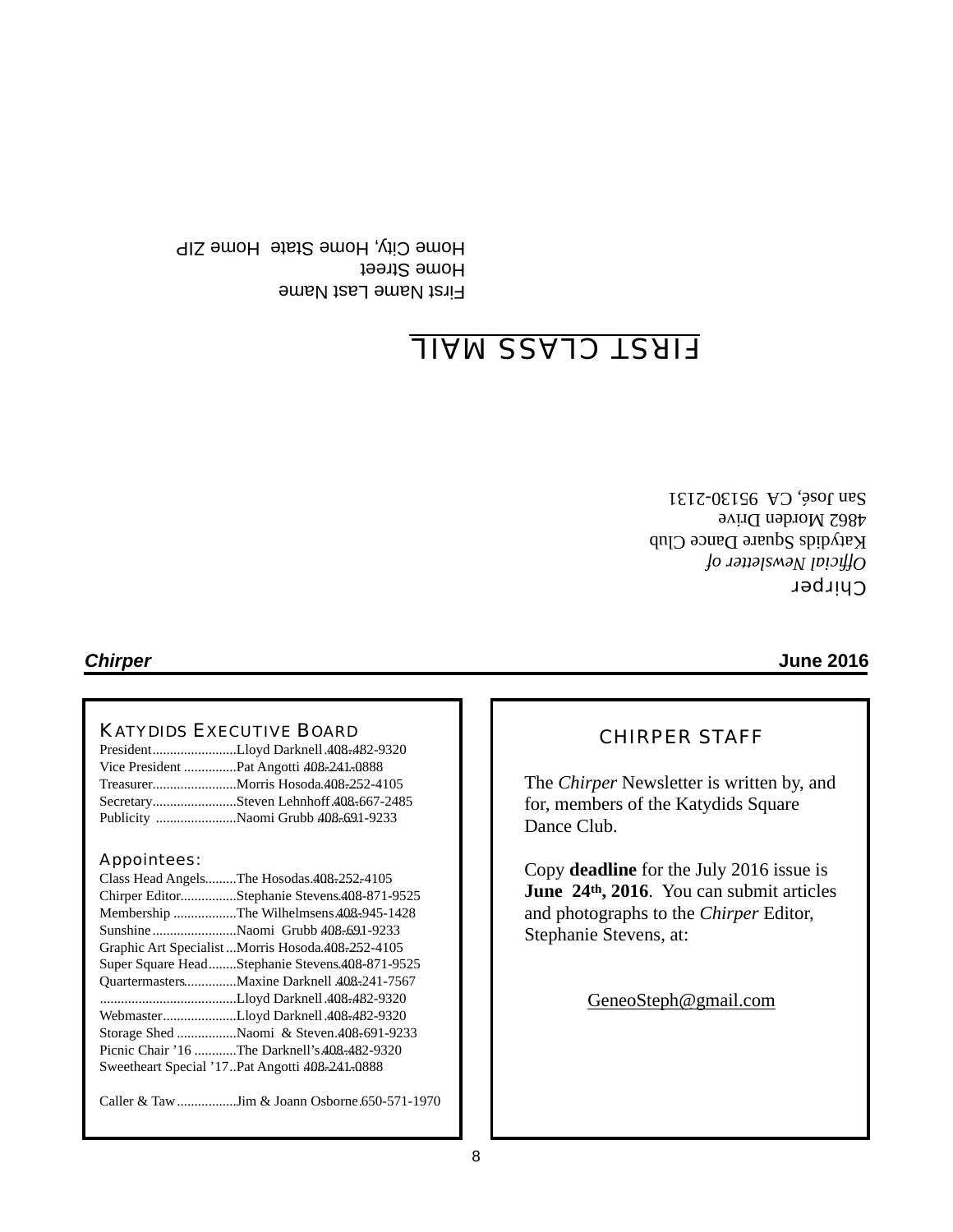Chirper
*Official Newsletter of*
Katydids Square Dance Club
4862 Morden Drive
San José, CA 95130-2131

FIRST CLASS MAIL

First Name Last Name
Home Street
Home City, Home State Home ZIP

## KATYDIDS EXECUTIVE BOARD

President........................Lloyd Darknell 408-482-9320
Vice President ...............Pat Angotti 408-241-0888
Treasurer........................Morris Hosoda 408-252-4105
Secretary........................Steven Lehnhoff 408-667-2485
Publicity .......................Naomi Grubb 408-691-9233

### Appointees:

Class Head Angels.........The Hosodas 408-252-4105
Chirper Editor................Stephanie Stevens 408-871-9525
Membership ..................The Wilhelmsens 408-945-1428
Sunshine........................Naomi Grubb 408-691-9233
Graphic Art Specialist...Morris Hosoda 408-252-4105
Super Square Head........Stephanie Stevens 408-871-9525
Quartermasters...............Maxine Darknell 408-241-7567
.......................................Lloyd Darknell 408-482-9320
Webmaster.....................Lloyd Darknell 408-482-9320
Storage Shed .................Naomi & Steven 408-691-9233
Picnic Chair ’16 ............The Darknell’s 408-482-9320
Sweetheart Special ’17..Pat Angotti 408-241-0888

Caller & Taw.................Jim & Joann Osborne 650-571-1970

## CHIRPER STAFF

The *Chirper* Newsletter is written by, and for, members of the Katydids Square Dance Club.

Copy **deadline** for the July 2016 issue is **June 24th, 2016**. You can submit articles and photographs to the *Chirper* Editor, Stephanie Stevens, at:

GeneoSteph@gmail.com